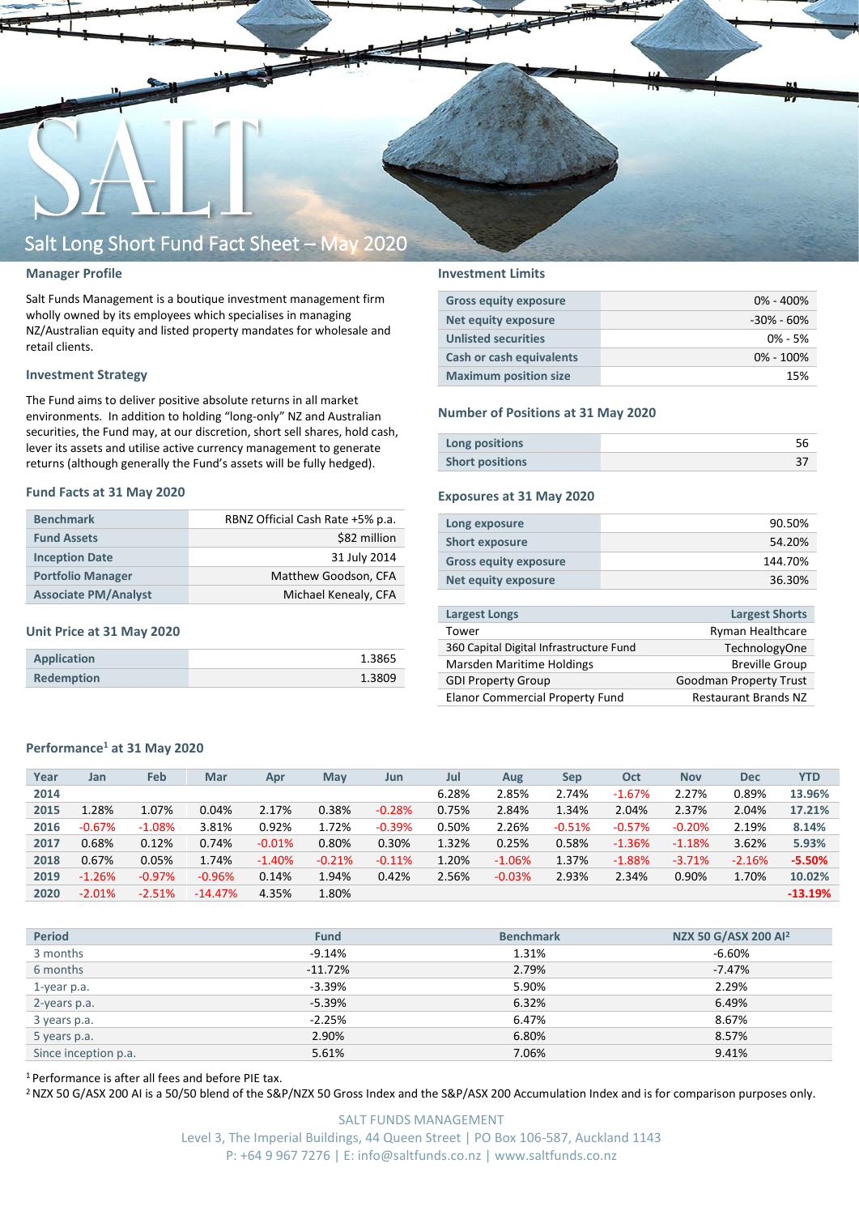# Salt Long Short Fund Fact Sheet – May 2020

## Manager Profile

Salt Funds Management is a boutique investment management firm wholly owned by its employees which specialises in managing NZ/Australian equity and listed property mandates for wholesale and retail clients.

## Investment Strategy

The Fund aims to deliver positive absolute returns in all market environments. In addition to holding "long-only" NZ and Australian securities, the Fund may, at our discretion, short sell shares, hold cash, lever its assets and utilise active currency management to generate returns (although generally the Fund's assets will be fully hedged).

## Fund Facts at 31 May 2020

| | |
|---|---|
| Benchmark | RBNZ Official Cash Rate +5% p.a. |
| Fund Assets | $82 million |
| Inception Date | 31 July 2014 |
| Portfolio Manager | Matthew Goodson, CFA |
| Associate PM/Analyst | Michael Kenealy, CFA |

## Unit Price at 31 May 2020

| | |
|---|---|
| Application | 1.3865 |
| Redemption | 1.3809 |

## Investment Limits

| | |
|---|---|
| Gross equity exposure | 0% - 400% |
| Net equity exposure | -30% - 60% |
| Unlisted securities | 0% - 5% |
| Cash or cash equivalents | 0% - 100% |
| Maximum position size | 15% |

## Number of Positions at 31 May 2020

| | |
|---|---|
| Long positions | 56 |
| Short positions | 37 |

## Exposures at 31 May 2020

| | |
|---|---|
| Long exposure | 90.50% |
| Short exposure | 54.20% |
| Gross equity exposure | 144.70% |
| Net equity exposure | 36.30% |

| Largest Longs | Largest Shorts |
|---|---|
| Tower | Ryman Healthcare |
| 360 Capital Digital Infrastructure Fund | TechnologyOne |
| Marsden Maritime Holdings | Breville Group |
| GDI Property Group | Goodman Property Trust |
| Elanor Commercial Property Fund | Restaurant Brands NZ |

## Performance[1] at 31 May 2020

| Year | Jan | Feb | Mar | Apr | May | Jun | Jul | Aug | Sep | Oct | Nov | Dec | YTD |
|---|---|---|---|---|---|---|---|---|---|---|---|---|---|
| 2014 | | | | | | | 6.28% | 2.85% | 2.74% | -1.67% | 2.27% | 0.89% | 13.96% |
| 2015 | 1.28% | 1.07% | 0.04% | 2.17% | 0.38% | -0.28% | 0.75% | 2.84% | 1.34% | 2.04% | 2.37% | 2.04% | 17.21% |
| 2016 | -0.67% | -1.08% | 3.81% | 0.92% | 1.72% | -0.39% | 0.50% | 2.26% | -0.51% | -0.57% | -0.20% | 2.19% | 8.14% |
| 2017 | 0.68% | 0.12% | 0.74% | -0.01% | 0.80% | 0.30% | 1.32% | 0.25% | 0.58% | -1.36% | -1.18% | 3.62% | 5.93% |
| 2018 | 0.67% | 0.05% | 1.74% | -1.40% | -0.21% | -0.11% | 1.20% | -1.06% | 1.37% | -1.88% | -3.71% | -2.16% | -5.50% |
| 2019 | -1.26% | -0.97% | -0.96% | 0.14% | 1.94% | 0.42% | 2.56% | -0.03% | 2.93% | 2.34% | 0.90% | 1.70% | 10.02% |
| 2020 | -2.01% | -2.51% | -14.47% | 4.35% | 1.80% | | | | | | | | -13.19% |

| Period | Fund | Benchmark | NZX 50 G/ASX 200 AI[2] |
|---|---|---|---|
| 3 months | -9.14% | 1.31% | -6.60% |
| 6 months | -11.72% | 2.79% | -7.47% |
| 1-year p.a. | -3.39% | 5.90% | 2.29% |
| 2-years p.a. | -5.39% | 6.32% | 6.49% |
| 3 years p.a. | -2.25% | 6.47% | 8.67% |
| 5 years p.a. | 2.90% | 6.80% | 8.57% |
| Since inception p.a. | 5.61% | 7.06% | 9.41% |

[1] Performance is after all fees and before PIE tax.

[2] NZX 50 G/ASX 200 AI is a 50/50 blend of the S&P/NZX 50 Gross Index and the S&P/ASX 200 Accumulation Index and is for comparison purposes only.

SALT FUNDS MANAGEMENT
Level 3, The Imperial Buildings, 44 Queen Street | PO Box 106-587, Auckland 1143
P: +64 9 967 7276 | E: info@saltfunds.co.nz | www.saltfunds.co.nz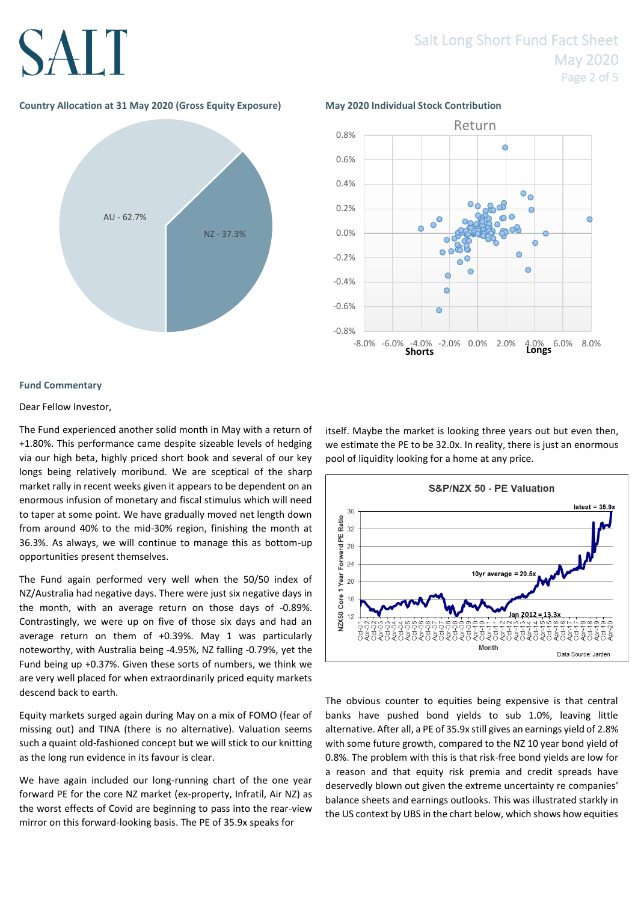### Country Allocation at 31 May 2020 (Gross Equity Exposure)

AU - 62.7%

NZ - 37.3%

### May 2020 Individual Stock Contribution

## Fund Commentary

Dear Fellow Investor,

The Fund experienced another solid month in May with a return of +1.80%. This performance came despite sizeable levels of hedging via our high beta, highly priced short book and several of our key longs being relatively moribund. We are sceptical of the sharp market rally in recent weeks given it appears to be dependent on an enormous infusion of monetary and fiscal stimulus which will need to taper at some point. We have gradually moved net length down from around 40% to the mid-30% region, finishing the month at 36.3%. As always, we will continue to manage this as bottom-up opportunities present themselves.

The Fund again performed very well when the 50/50 index of NZ/Australia had negative days. There were just six negative days in the month, with an average return on those days of -0.89%. Contrastingly, we were up on five of those six days and had an average return on them of +0.39%. May 1 was particularly noteworthy, with Australia being -4.95%, NZ falling -0.79%, yet the Fund being up +0.37%. Given these sorts of numbers, we think we are very well placed for when extraordinarily priced equity markets descend back to earth.

Equity markets surged again during May on a mix of FOMO (fear of missing out) and TINA (there is no alternative). Valuation seems such a quaint old-fashioned concept but we will stick to our knitting as the long run evidence in its favour is clear.

We have again included our long-running chart of the one year forward PE for the core NZ market (ex-property, Infratil, Air NZ) as the worst effects of Covid are beginning to pass into the rear-view mirror on this forward-looking basis. The PE of 35.9x speaks for itself. Maybe the market is looking three years out but even then, we estimate the PE to be 32.0x. In reality, there is just an enormous pool of liquidity looking for a home at any price.

The obvious counter to equities being expensive is that central banks have pushed bond yields to sub 1.0%, leaving little alternative. After all, a PE of 35.9x still gives an earnings yield of 2.8% with some future growth, compared to the NZ 10 year bond yield of 0.8%. The problem with this is that risk-free bond yields are low for a reason and that equity risk premia and credit spreads have deservedly blown out given the extreme uncertainty re companies' balance sheets and earnings outlooks. This was illustrated starkly in the US context by UBS in the chart below, which shows how equities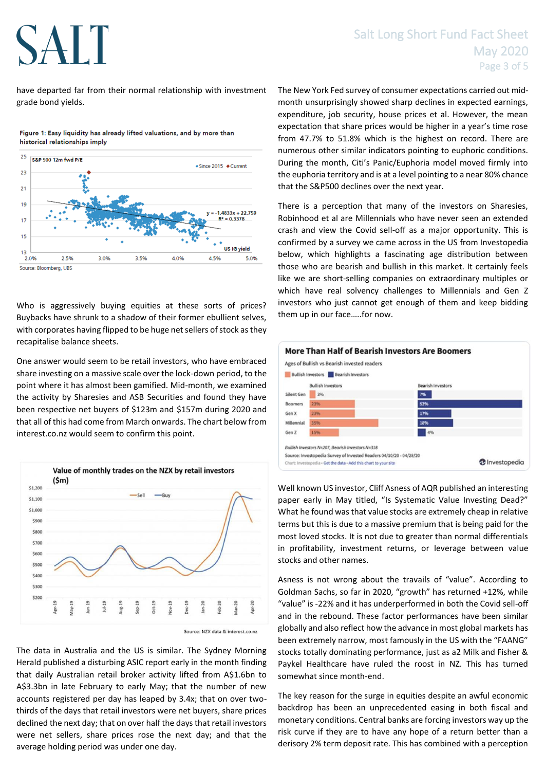have departed far from their normal relationship with investment grade bond yields.

**Figure 1: Easy liquidity has already lifted valuations, and by more than historical relationships imply**

Source: Bloomberg, UBS

Who is aggressively buying equities at these sorts of prices? Buybacks have shrunk to a shadow of their former ebullient selves, with corporates having flipped to be huge net sellers of stock as they recapitalise balance sheets.

One answer would seem to be retail investors, who have embraced share investing on a massive scale over the lock-down period, to the point where it has almost been gamified. Mid-month, we examined the activity by Sharesies and ASB Securities and found they have been respective net buyers of $123m and $157m during 2020 and that all of this had come from March onwards. The chart below from interest.co.nz would seem to confirm this point.

**Value of monthly trades on the NZX by retail investors ($m)**

Source: NZX data & interest.co.nz

The data in Australia and the US is similar. The Sydney Morning Herald published a disturbing ASIC report early in the month finding that daily Australian retail broker activity lifted from A$1.6bn to A$3.3bn in late February to early May; that the number of new accounts registered per day has leaped by 3.4x; that on over two-thirds of the days that retail investors were net buyers, share prices declined the next day; that on over half the days that retail investors were net sellers, share prices rose the next day; and that the average holding period was under one day.

The New York Fed survey of consumer expectations carried out mid-month unsurprisingly showed sharp declines in expected earnings, expenditure, job security, house prices et al. However, the mean expectation that share prices would be higher in a year's time rose from 47.7% to 51.8% which is the highest on record. There are numerous other similar indicators pointing to euphoric conditions. During the month, Citi's Panic/Euphoria model moved firmly into the euphoria territory and is at a level pointing to a near 80% chance that the S&P500 declines over the next year.

There is a perception that many of the investors on Sharesies, Robinhood et al are Millennials who have never seen an extended crash and view the Covid sell-off as a major opportunity. This is confirmed by a survey we came across in the US from Investopedia below, which highlights a fascinating age distribution between those who are bearish and bullish in this market. It certainly feels like we are short-selling companies on extraordinary multiples or which have real solvency challenges to Millennials and Gen Z investors who just cannot get enough of them and keep bidding them up in our face…..for now.

**More Than Half of Bearish Investors Are Boomers**

Ages of Bullish vs Bearish invested readers

| | Bullish investors | Bearish investors |
|---|---|---|
| Silent Gen | 3% | 7% |
| Boomers | 23% | 53% |
| Gen X | 23% | 17% |
| Millennial | 35% | 18% |
| Gen Z | 15% | 4% |

*Bullish investors N=207, Bearish investors N=318*

Source: Investopedia Survey of Invested Readers 04/10/20 - 04/28/20

Well known US investor, Cliff Asness of AQR published an interesting paper early in May titled, "Is Systematic Value Investing Dead?" What he found was that value stocks are extremely cheap in relative terms but this is due to a massive premium that is being paid for the most loved stocks. It is not due to greater than normal differentials in profitability, investment returns, or leverage between value stocks and other names.

Asness is not wrong about the travails of "value". According to Goldman Sachs, so far in 2020, "growth" has returned +12%, while "value" is -22% and it has underperformed in both the Covid sell-off and in the rebound. These factor performances have been similar globally and also reflect how the advance in most global markets has been extremely narrow, most famously in the US with the "FAANG" stocks totally dominating performance, just as a2 Milk and Fisher & Paykel Healthcare have ruled the roost in NZ. This has turned somewhat since month-end.

The key reason for the surge in equities despite an awful economic backdrop has been unprecedented easing in both fiscal and monetary conditions. Central banks are forcing investors way up the risk curve if they are to have any hope of a return better than a derisory 2% term deposit rate. This has combined with a perception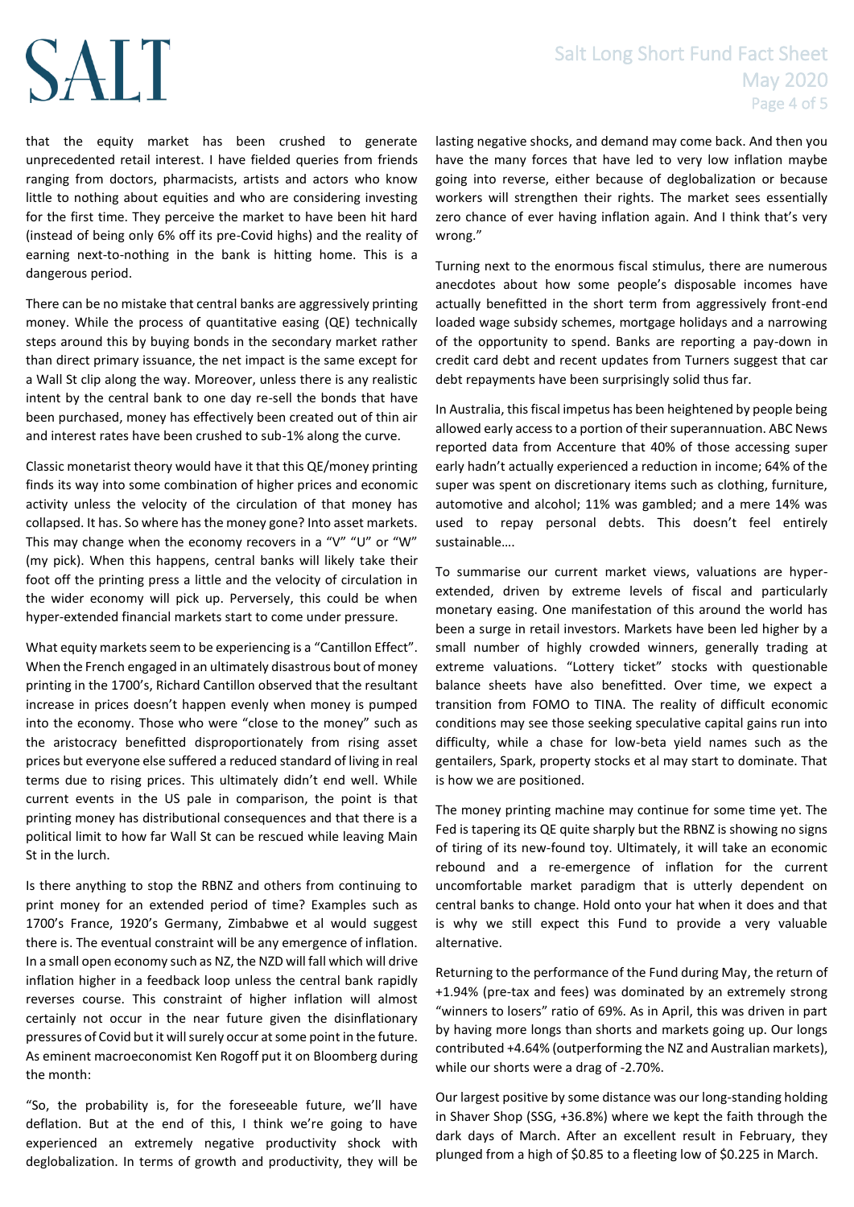that the equity market has been crushed to generate unprecedented retail interest. I have fielded queries from friends ranging from doctors, pharmacists, artists and actors who know little to nothing about equities and who are considering investing for the first time. They perceive the market to have been hit hard (instead of being only 6% off its pre-Covid highs) and the reality of earning next-to-nothing in the bank is hitting home. This is a dangerous period.

There can be no mistake that central banks are aggressively printing money. While the process of quantitative easing (QE) technically steps around this by buying bonds in the secondary market rather than direct primary issuance, the net impact is the same except for a Wall St clip along the way. Moreover, unless there is any realistic intent by the central bank to one day re-sell the bonds that have been purchased, money has effectively been created out of thin air and interest rates have been crushed to sub-1% along the curve.

Classic monetarist theory would have it that this QE/money printing finds its way into some combination of higher prices and economic activity unless the velocity of the circulation of that money has collapsed. It has. So where has the money gone? Into asset markets. This may change when the economy recovers in a "V" "U" or "W" (my pick). When this happens, central banks will likely take their foot off the printing press a little and the velocity of circulation in the wider economy will pick up. Perversely, this could be when hyper-extended financial markets start to come under pressure.

What equity markets seem to be experiencing is a "Cantillon Effect". When the French engaged in an ultimately disastrous bout of money printing in the 1700's, Richard Cantillon observed that the resultant increase in prices doesn't happen evenly when money is pumped into the economy. Those who were "close to the money" such as the aristocracy benefitted disproportionately from rising asset prices but everyone else suffered a reduced standard of living in real terms due to rising prices. This ultimately didn't end well. While current events in the US pale in comparison, the point is that printing money has distributional consequences and that there is a political limit to how far Wall St can be rescued while leaving Main St in the lurch.

Is there anything to stop the RBNZ and others from continuing to print money for an extended period of time? Examples such as 1700's France, 1920's Germany, Zimbabwe et al would suggest there is. The eventual constraint will be any emergence of inflation. In a small open economy such as NZ, the NZD will fall which will drive inflation higher in a feedback loop unless the central bank rapidly reverses course. This constraint of higher inflation will almost certainly not occur in the near future given the disinflationary pressures of Covid but it will surely occur at some point in the future. As eminent macroeconomist Ken Rogoff put it on Bloomberg during the month:

"So, the probability is, for the foreseeable future, we'll have deflation. But at the end of this, I think we're going to have experienced an extremely negative productivity shock with deglobalization. In terms of growth and productivity, they will be lasting negative shocks, and demand may come back. And then you have the many forces that have led to very low inflation maybe going into reverse, either because of deglobalization or because workers will strengthen their rights. The market sees essentially zero chance of ever having inflation again. And I think that's very wrong."

Turning next to the enormous fiscal stimulus, there are numerous anecdotes about how some people's disposable incomes have actually benefitted in the short term from aggressively front-end loaded wage subsidy schemes, mortgage holidays and a narrowing of the opportunity to spend. Banks are reporting a pay-down in credit card debt and recent updates from Turners suggest that car debt repayments have been surprisingly solid thus far.

In Australia, this fiscal impetus has been heightened by people being allowed early access to a portion of their superannuation. ABC News reported data from Accenture that 40% of those accessing super early hadn't actually experienced a reduction in income; 64% of the super was spent on discretionary items such as clothing, furniture, automotive and alcohol; 11% was gambled; and a mere 14% was used to repay personal debts. This doesn't feel entirely sustainable….

To summarise our current market views, valuations are hyper-extended, driven by extreme levels of fiscal and particularly monetary easing. One manifestation of this around the world has been a surge in retail investors. Markets have been led higher by a small number of highly crowded winners, generally trading at extreme valuations. "Lottery ticket" stocks with questionable balance sheets have also benefitted. Over time, we expect a transition from FOMO to TINA. The reality of difficult economic conditions may see those seeking speculative capital gains run into difficulty, while a chase for low-beta yield names such as the gentailers, Spark, property stocks et al may start to dominate. That is how we are positioned.

The money printing machine may continue for some time yet. The Fed is tapering its QE quite sharply but the RBNZ is showing no signs of tiring of its new-found toy. Ultimately, it will take an economic rebound and a re-emergence of inflation for the current uncomfortable market paradigm that is utterly dependent on central banks to change. Hold onto your hat when it does and that is why we still expect this Fund to provide a very valuable alternative.

Returning to the performance of the Fund during May, the return of +1.94% (pre-tax and fees) was dominated by an extremely strong "winners to losers" ratio of 69%. As in April, this was driven in part by having more longs than shorts and markets going up. Our longs contributed +4.64% (outperforming the NZ and Australian markets), while our shorts were a drag of -2.70%.

Our largest positive by some distance was our long-standing holding in Shaver Shop (SSG, +36.8%) where we kept the faith through the dark days of March. After an excellent result in February, they plunged from a high of $0.85 to a fleeting low of $0.225 in March.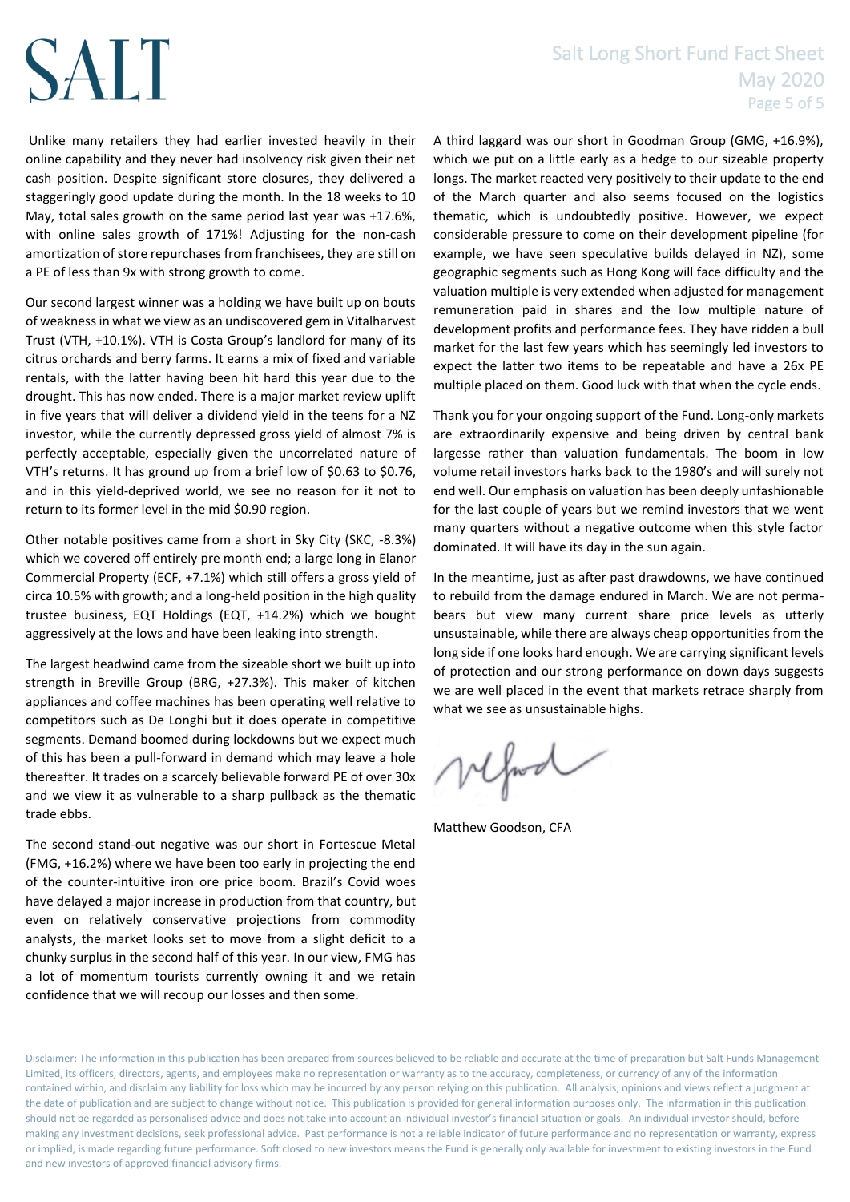Unlike many retailers they had earlier invested heavily in their online capability and they never had insolvency risk given their net cash position. Despite significant store closures, they delivered a staggeringly good update during the month. In the 18 weeks to 10 May, total sales growth on the same period last year was +17.6%, with online sales growth of 171%! Adjusting for the non-cash amortization of store repurchases from franchisees, they are still on a PE of less than 9x with strong growth to come.

Our second largest winner was a holding we have built up on bouts of weakness in what we view as an undiscovered gem in Vitalharvest Trust (VTH, +10.1%). VTH is Costa Group's landlord for many of its citrus orchards and berry farms. It earns a mix of fixed and variable rentals, with the latter having been hit hard this year due to the drought. This has now ended. There is a major market review uplift in five years that will deliver a dividend yield in the teens for a NZ investor, while the currently depressed gross yield of almost 7% is perfectly acceptable, especially given the uncorrelated nature of VTH's returns. It has ground up from a brief low of $0.63 to $0.76, and in this yield-deprived world, we see no reason for it not to return to its former level in the mid $0.90 region.

Other notable positives came from a short in Sky City (SKC, -8.3%) which we covered off entirely pre month end; a large long in Elanor Commercial Property (ECF, +7.1%) which still offers a gross yield of circa 10.5% with growth; and a long-held position in the high quality trustee business, EQT Holdings (EQT, +14.2%) which we bought aggressively at the lows and have been leaking into strength.

The largest headwind came from the sizeable short we built up into strength in Breville Group (BRG, +27.3%). This maker of kitchen appliances and coffee machines has been operating well relative to competitors such as De Longhi but it does operate in competitive segments. Demand boomed during lockdowns but we expect much of this has been a pull-forward in demand which may leave a hole thereafter. It trades on a scarcely believable forward PE of over 30x and we view it as vulnerable to a sharp pullback as the thematic trade ebbs.

The second stand-out negative was our short in Fortescue Metal (FMG, +16.2%) where we have been too early in projecting the end of the counter-intuitive iron ore price boom. Brazil's Covid woes have delayed a major increase in production from that country, but even on relatively conservative projections from commodity analysts, the market looks set to move from a slight deficit to a chunky surplus in the second half of this year. In our view, FMG has a lot of momentum tourists currently owning it and we retain confidence that we will recoup our losses and then some.

A third laggard was our short in Goodman Group (GMG, +16.9%), which we put on a little early as a hedge to our sizeable property longs. The market reacted very positively to their update to the end of the March quarter and also seems focused on the logistics thematic, which is undoubtedly positive. However, we expect considerable pressure to come on their development pipeline (for example, we have seen speculative builds delayed in NZ), some geographic segments such as Hong Kong will face difficulty and the valuation multiple is very extended when adjusted for management remuneration paid in shares and the low multiple nature of development profits and performance fees. They have ridden a bull market for the last few years which has seemingly led investors to expect the latter two items to be repeatable and have a 26x PE multiple placed on them. Good luck with that when the cycle ends.

Thank you for your ongoing support of the Fund. Long-only markets are extraordinarily expensive and being driven by central bank largesse rather than valuation fundamentals. The boom in low volume retail investors harks back to the 1980's and will surely not end well. Our emphasis on valuation has been deeply unfashionable for the last couple of years but we remind investors that we went many quarters without a negative outcome when this style factor dominated. It will have its day in the sun again.

In the meantime, just as after past drawdowns, we have continued to rebuild from the damage endured in March. We are not perma-bears but view many current share price levels as utterly unsustainable, while there are always cheap opportunities from the long side if one looks hard enough. We are carrying significant levels of protection and our strong performance on down days suggests we are well placed in the event that markets retrace sharply from what we see as unsustainable highs.

Matthew Goodson, CFA

Disclaimer: The information in this publication has been prepared from sources believed to be reliable and accurate at the time of preparation but Salt Funds Management Limited, its officers, directors, agents, and employees make no representation or warranty as to the accuracy, completeness, or currency of any of the information contained within, and disclaim any liability for loss which may be incurred by any person relying on this publication. All analysis, opinions and views reflect a judgment at the date of publication and are subject to change without notice. This publication is provided for general information purposes only. The information in this publication should not be regarded as personalised advice and does not take into account an individual investor's financial situation or goals. An individual investor should, before making any investment decisions, seek professional advice. Past performance is not a reliable indicator of future performance and no representation or warranty, express or implied, is made regarding future performance. Soft closed to new investors means the Fund is generally only available for investment to existing investors in the Fund and new investors of approved financial advisory firms.